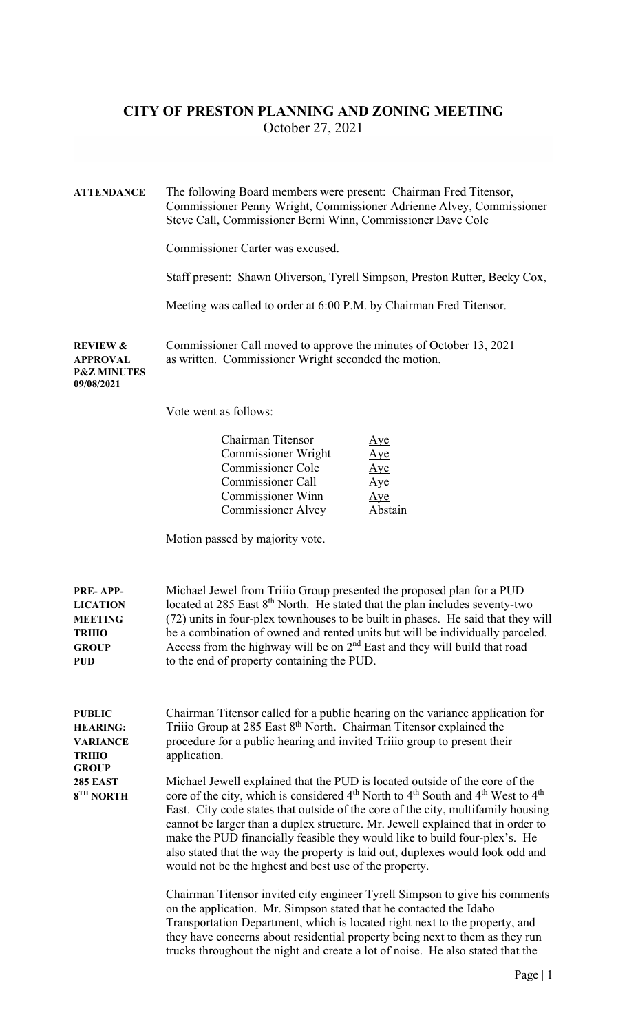# CITY OF PRESTON PLANNING AND ZONING MEETING

October 27, 2021

**ATTENDANCE**

The following Board members were present: Chairman Fred Titensor, Commissioner Penny Wright, Commissioner Adrienne Alvey, Commissioner Steve Call, Commissioner Berni Winn, Commissioner Dave Cole

Commissioner Carter was excused.

Staff present: Shawn Oliverson, Tyrell Simpson, Preston Rutter, Becky Cox,

Meeting was called to order at 6:00 P.M. by Chairman Fred Titensor.

**REVIEW & APPROVAL P&Z MINUTES 09/08/2021**

Commissioner Call moved to approve the minutes of October 13, 2021 as written. Commissioner Wright seconded the motion.

Vote went as follows:

| | |
|---|---|
| Chairman Titensor | Aye |
| Commissioner Wright | Aye |
| Commissioner Cole | Aye |
| Commissioner Call | Aye |
| Commissioner Winn | Aye |
| Commissioner Alvey | Abstain |

Motion passed by majority vote.

**PRE-APP-LICATION MEETING TRIIIO GROUP PUD**

Michael Jewel from Triiio Group presented the proposed plan for a PUD located at 285 East 8th North. He stated that the plan includes seventy-two (72) units in four-plex townhouses to be built in phases. He said that they will be a combination of owned and rented units but will be individually parceled. Access from the highway will be on 2nd East and they will build that road to the end of property containing the PUD.

**PUBLIC HEARING: VARIANCE TRIIIO GROUP 285 EAST 8TH NORTH**

Chairman Titensor called for a public hearing on the variance application for Triiio Group at 285 East 8th North. Chairman Titensor explained the procedure for a public hearing and invited Triiio group to present their application.

Michael Jewell explained that the PUD is located outside of the core of the core of the city, which is considered 4th North to 4th South and 4th West to 4th East. City code states that outside of the core of the city, multifamily housing cannot be larger than a duplex structure. Mr. Jewell explained that in order to make the PUD financially feasible they would like to build four-plex's. He also stated that the way the property is laid out, duplexes would look odd and would not be the highest and best use of the property.

Chairman Titensor invited city engineer Tyrell Simpson to give his comments on the application. Mr. Simpson stated that he contacted the Idaho Transportation Department, which is located right next to the property, and they have concerns about residential property being next to them as they run trucks throughout the night and create a lot of noise. He also stated that the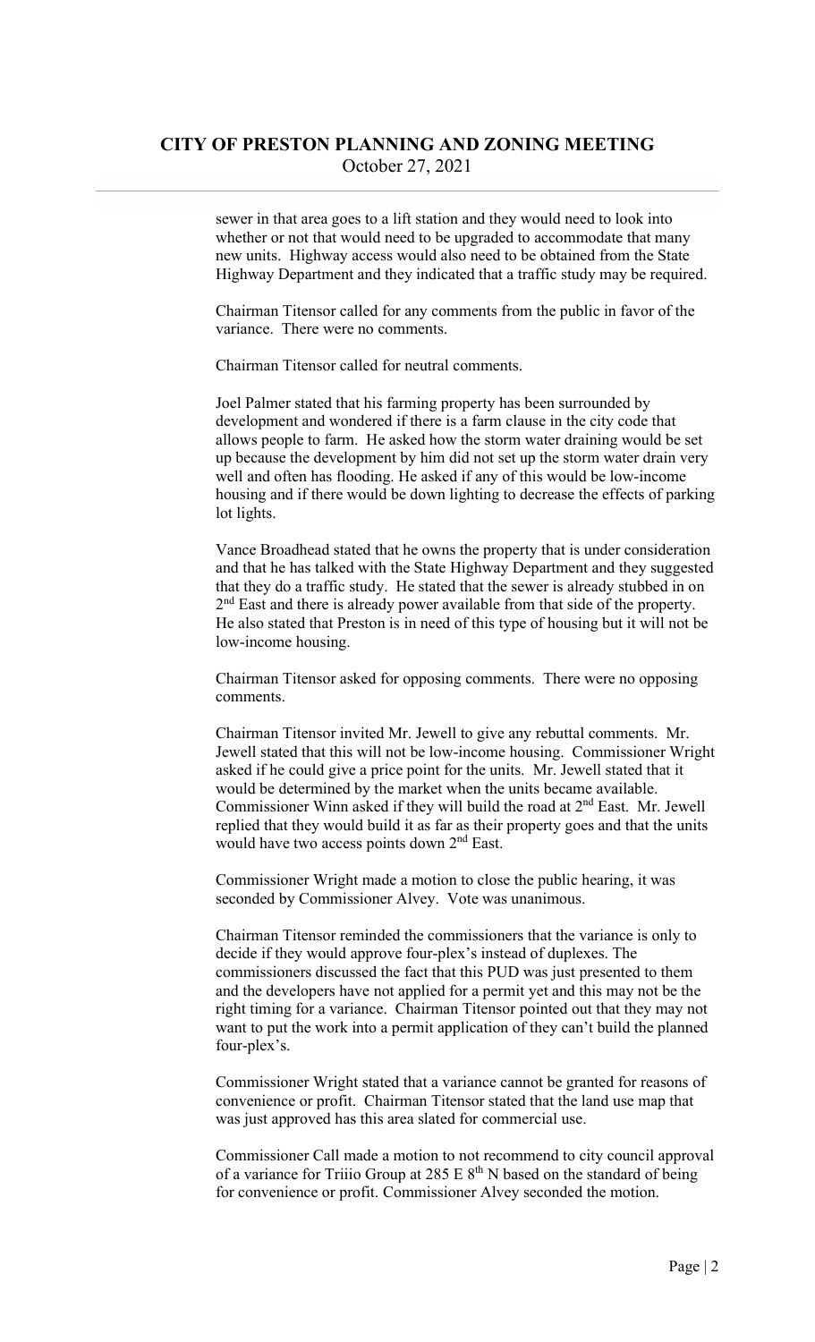sewer in that area goes to a lift station and they would need to look into whether or not that would need to be upgraded to accommodate that many new units. Highway access would also need to be obtained from the State Highway Department and they indicated that a traffic study may be required.

Chairman Titensor called for any comments from the public in favor of the variance. There were no comments.

Chairman Titensor called for neutral comments.

Joel Palmer stated that his farming property has been surrounded by development and wondered if there is a farm clause in the city code that allows people to farm. He asked how the storm water draining would be set up because the development by him did not set up the storm water drain very well and often has flooding. He asked if any of this would be low-income housing and if there would be down lighting to decrease the effects of parking lot lights.

Vance Broadhead stated that he owns the property that is under consideration and that he has talked with the State Highway Department and they suggested that they do a traffic study. He stated that the sewer is already stubbed in on 2nd East and there is already power available from that side of the property. He also stated that Preston is in need of this type of housing but it will not be low-income housing.

Chairman Titensor asked for opposing comments. There were no opposing comments.

Chairman Titensor invited Mr. Jewell to give any rebuttal comments. Mr. Jewell stated that this will not be low-income housing. Commissioner Wright asked if he could give a price point for the units. Mr. Jewell stated that it would be determined by the market when the units became available. Commissioner Winn asked if they will build the road at 2nd East. Mr. Jewell replied that they would build it as far as their property goes and that the units would have two access points down 2nd East.

Commissioner Wright made a motion to close the public hearing, it was seconded by Commissioner Alvey. Vote was unanimous.

Chairman Titensor reminded the commissioners that the variance is only to decide if they would approve four-plex's instead of duplexes. The commissioners discussed the fact that this PUD was just presented to them and the developers have not applied for a permit yet and this may not be the right timing for a variance. Chairman Titensor pointed out that they may not want to put the work into a permit application of they can't build the planned four-plex's.

Commissioner Wright stated that a variance cannot be granted for reasons of convenience or profit. Chairman Titensor stated that the land use map that was just approved has this area slated for commercial use.

Commissioner Call made a motion to not recommend to city council approval of a variance for Triiio Group at 285 E 8th N based on the standard of being for convenience or profit. Commissioner Alvey seconded the motion.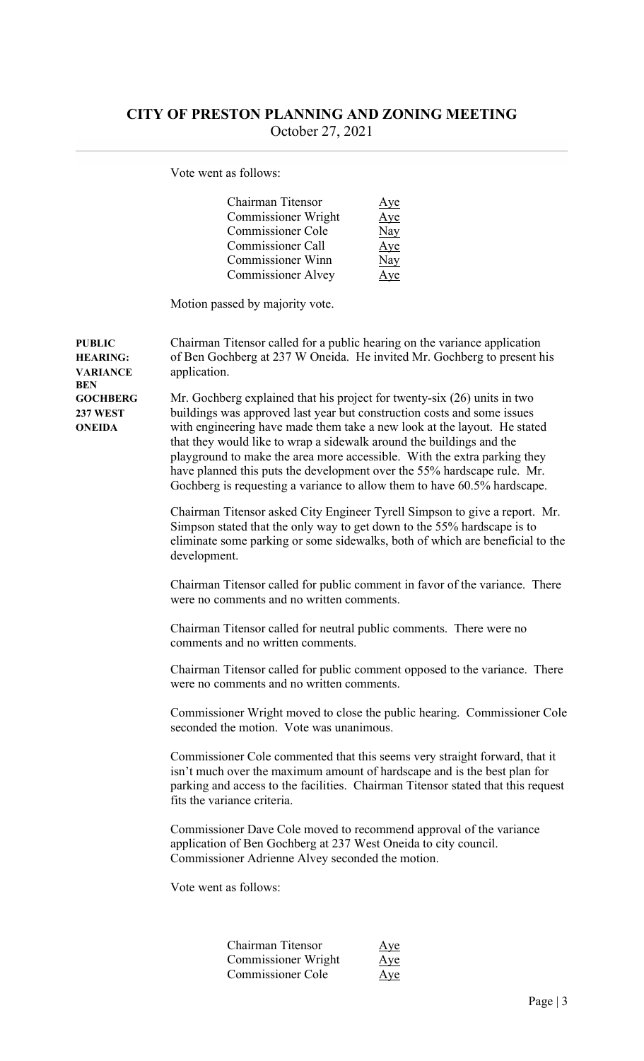Vote went as follows:

| | |
|---|---|
| Chairman Titensor | Aye |
| Commissioner Wright | Aye |
| Commissioner Cole | Nay |
| Commissioner Call | Aye |
| Commissioner Winn | Nay |
| Commissioner Alvey | Aye |

Motion passed by majority vote.

**PUBLIC HEARING: VARIANCE BEN GOCHBERG 237 WEST ONEIDA**

Chairman Titensor called for a public hearing on the variance application of Ben Gochberg at 237 W Oneida. He invited Mr. Gochberg to present his application.

Mr. Gochberg explained that his project for twenty-six (26) units in two buildings was approved last year but construction costs and some issues with engineering have made them take a new look at the layout. He stated that they would like to wrap a sidewalk around the buildings and the playground to make the area more accessible. With the extra parking they have planned this puts the development over the 55% hardscape rule. Mr. Gochberg is requesting a variance to allow them to have 60.5% hardscape.

Chairman Titensor asked City Engineer Tyrell Simpson to give a report. Mr. Simpson stated that the only way to get down to the 55% hardscape is to eliminate some parking or some sidewalks, both of which are beneficial to the development.

Chairman Titensor called for public comment in favor of the variance. There were no comments and no written comments.

Chairman Titensor called for neutral public comments. There were no comments and no written comments.

Chairman Titensor called for public comment opposed to the variance. There were no comments and no written comments.

Commissioner Wright moved to close the public hearing. Commissioner Cole seconded the motion. Vote was unanimous.

Commissioner Cole commented that this seems very straight forward, that it isn't much over the maximum amount of hardscape and is the best plan for parking and access to the facilities. Chairman Titensor stated that this request fits the variance criteria.

Commissioner Dave Cole moved to recommend approval of the variance application of Ben Gochberg at 237 West Oneida to city council. Commissioner Adrienne Alvey seconded the motion.

Vote went as follows:

| | |
|---|---|
| Chairman Titensor | Aye |
| Commissioner Wright | Aye |
| Commissioner Cole | Aye |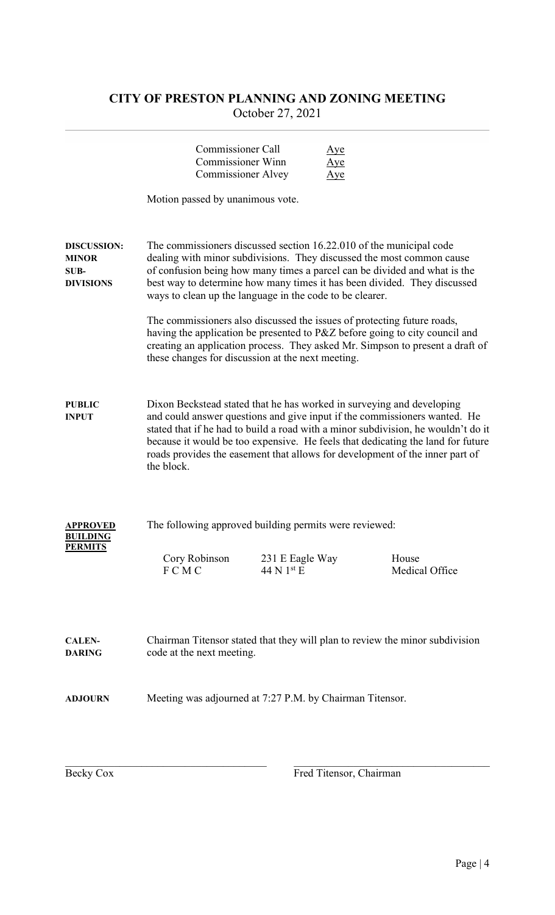# CITY OF PRESTON PLANNING AND ZONING MEETING

October 27, 2021

| | |
|---|---|
| Commissioner Call | Aye |
| Commissioner Winn | Aye |
| Commissioner Alvey | Aye |

Motion passed by unanimous vote.

**DISCUSSION: MINOR SUB-DIVISIONS**

The commissioners discussed section 16.22.010 of the municipal code dealing with minor subdivisions. They discussed the most common cause of confusion being how many times a parcel can be divided and what is the best way to determine how many times it has been divided. They discussed ways to clean up the language in the code to be clearer.

The commissioners also discussed the issues of protecting future roads, having the application be presented to P&Z before going to city council and creating an application process. They asked Mr. Simpson to present a draft of these changes for discussion at the next meeting.

**PUBLIC INPUT**

Dixon Beckstead stated that he has worked in surveying and developing and could answer questions and give input if the commissioners wanted. He stated that if he had to build a road with a minor subdivision, he wouldn't do it because it would be too expensive. He feels that dedicating the land for future roads provides the easement that allows for development of the inner part of the block.

**APPROVED BUILDING PERMITS**

The following approved building permits were reviewed:

| | | |
|---|---|---|
| Cory Robinson | 231 E Eagle Way | House |
| F C M C | 44 N 1st E | Medical Office |

**CALEN-DARING**

Chairman Titensor stated that they will plan to review the minor subdivision code at the next meeting.

**ADJOURN**

Meeting was adjourned at 7:27 P.M. by Chairman Titensor.

\_\_\_\_\_\_\_\_\_\_\_\_\_\_\_\_\_\_\_\_\_\_\_\_\_\_\_\_\_\_\_\_\_\_ \_\_\_\_\_\_\_\_\_\_\_\_\_\_\_\_\_\_\_\_\_\_\_\_\_\_\_\_\_\_\_\_\_\_

Becky Cox Fred Titensor, Chairman